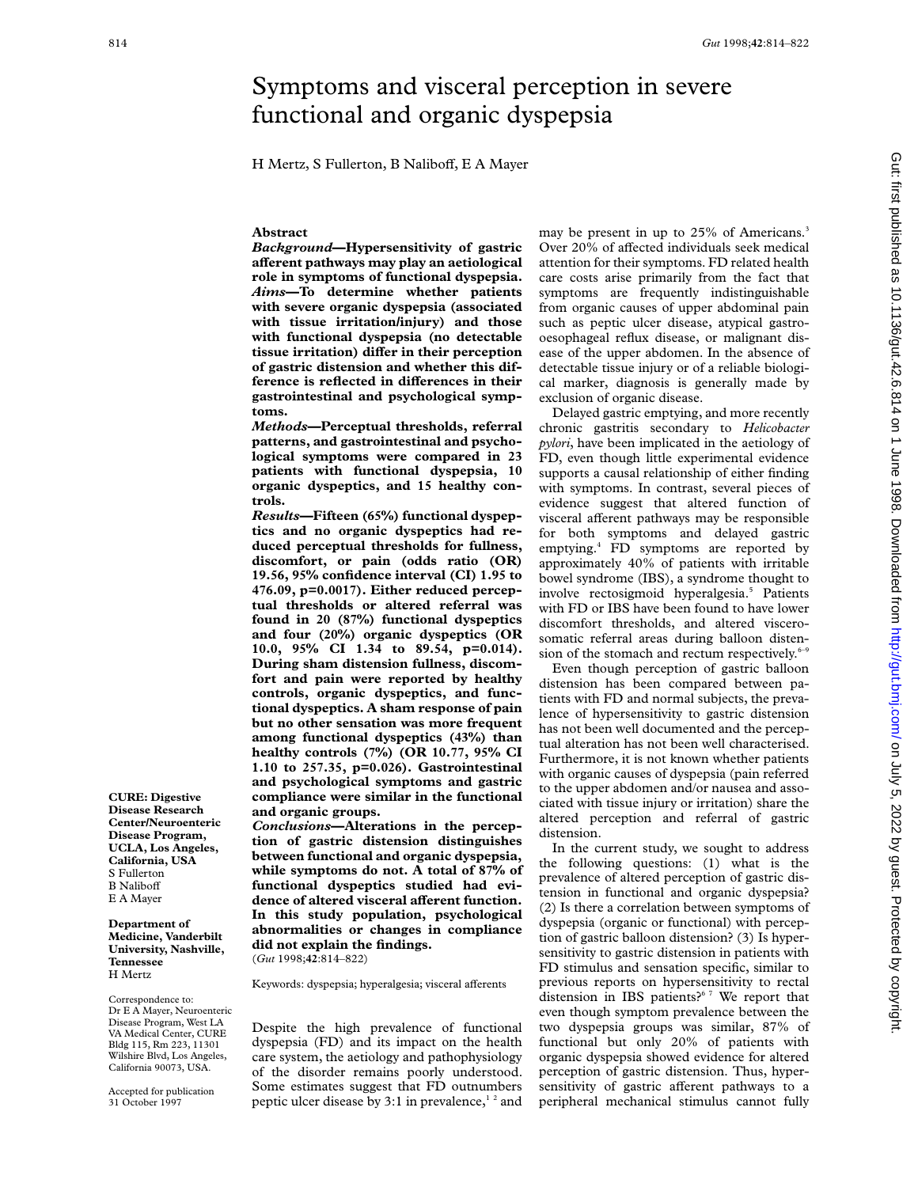# Symptoms and visceral perception in severe functional and organic dyspepsia

H Mertz, S Fullerton, B Naliboff, E A Mayer

CURE: Digestive Disease Research Center/Neuroenteric Disease Program, UCLA, Los Angeles, California, USA
S Fullerton
B Naliboff
E A Mayer

Department of Medicine, Vanderbilt University, Nashville, Tennessee
H Mertz

Correspondence to: Dr E A Mayer, Neuroenteric Disease Program, West LA VA Medical Center, CURE Bldg 115, Rm 223, 11301 Wilshire Blvd, Los Angeles, California 90073, USA.

Accepted for publication 31 October 1997

## Abstract

***Background*—Hypersensitivity of gastric afferent pathways may play an aetiological role in symptoms of functional dyspepsia.**

***Aims*—To determine whether patients with severe organic dyspepsia (associated with tissue irritation/injury) and those with functional dyspepsia (no detectable tissue irritation) differ in their perception of gastric distension and whether this difference is reflected in differences in their gastrointestinal and psychological symptoms.**

***Methods*—Perceptual thresholds, referral patterns, and gastrointestinal and psychological symptoms were compared in 23 patients with functional dyspepsia, 10 organic dyspeptics, and 15 healthy controls.**

***Results*—Fifteen (65%) functional dyspeptics and no organic dyspeptics had reduced perceptual thresholds for fullness, discomfort, or pain (odds ratio (OR) 19.56, 95% confidence interval (CI) 1.95 to 476.09, p=0.0017). Either reduced perceptual thresholds or altered referral was found in 20 (87%) functional dyspeptics and four (20%) organic dyspeptics (OR 10.0, 95% CI 1.34 to 89.54, p=0.014). During sham distension fullness, discomfort and pain were reported by healthy controls, organic dyspeptics, and functional dyspeptics. A sham response of pain but no other sensation was more frequent among functional dyspeptics (43%) than healthy controls (7%) (OR 10.77, 95% CI 1.10 to 257.35, p=0.026). Gastrointestinal and psychological symptoms and gastric compliance were similar in the functional and organic groups.**

***Conclusions*—Alterations in the perception of gastric distension distinguishes between functional and organic dyspepsia, while symptoms do not. A total of 87% of functional dyspeptics studied had evidence of altered visceral afferent function. In this study population, psychological abnormalities or changes in compliance did not explain the findings.**

(*Gut* 1998;**42**:814–822)

Keywords: dyspepsia; hyperalgesia; visceral afferents

Despite the high prevalence of functional dyspepsia (FD) and its impact on the health care system, the aetiology and pathophysiology of the disorder remains poorly understood. Some estimates suggest that FD outnumbers peptic ulcer disease by 3:1 in prevalence,[1 2] and may be present in up to 25% of Americans.[3] Over 20% of affected individuals seek medical attention for their symptoms. FD related health care costs arise primarily from the fact that symptoms are frequently indistinguishable from organic causes of upper abdominal pain such as peptic ulcer disease, atypical gastro-oesophageal reflux disease, or malignant disease of the upper abdomen. In the absence of detectable tissue injury or of a reliable biological marker, diagnosis is generally made by exclusion of organic disease.

Delayed gastric emptying, and more recently chronic gastritis secondary to *Helicobacter pylori*, have been implicated in the aetiology of FD, even though little experimental evidence supports a causal relationship of either finding with symptoms. In contrast, several pieces of evidence suggest that altered function of visceral afferent pathways may be responsible for both symptoms and delayed gastric emptying.[4] FD symptoms are reported by approximately 40% of patients with irritable bowel syndrome (IBS), a syndrome thought to involve rectosigmoid hyperalgesia.[5] Patients with FD or IBS have been found to have lower discomfort thresholds, and altered viscerosomatic referral areas during balloon distension of the stomach and rectum respectively.[6–9]

Even though perception of gastric balloon distension has been compared between patients with FD and normal subjects, the prevalence of hypersensitivity to gastric distension has not been well documented and the perceptual alteration has not been well characterised. Furthermore, it is not known whether patients with organic causes of dyspepsia (pain referred to the upper abdomen and/or nausea and associated with tissue injury or irritation) share the altered perception and referral of gastric distension.

In the current study, we sought to address the following questions: (1) what is the prevalence of altered perception of gastric distension in functional and organic dyspepsia? (2) Is there a correlation between symptoms of dyspepsia (organic or functional) with perception of gastric balloon distension? (3) Is hypersensitivity to gastric distension in patients with FD stimulus and sensation specific, similar to previous reports on hypersensitivity to rectal distension in IBS patients?[6 7] We report that even though symptom prevalence between the two dyspepsia groups was similar, 87% of functional but only 20% of patients with organic dyspepsia showed evidence for altered perception of gastric distension. Thus, hypersensitivity of gastric afferent pathways to a peripheral mechanical stimulus cannot fully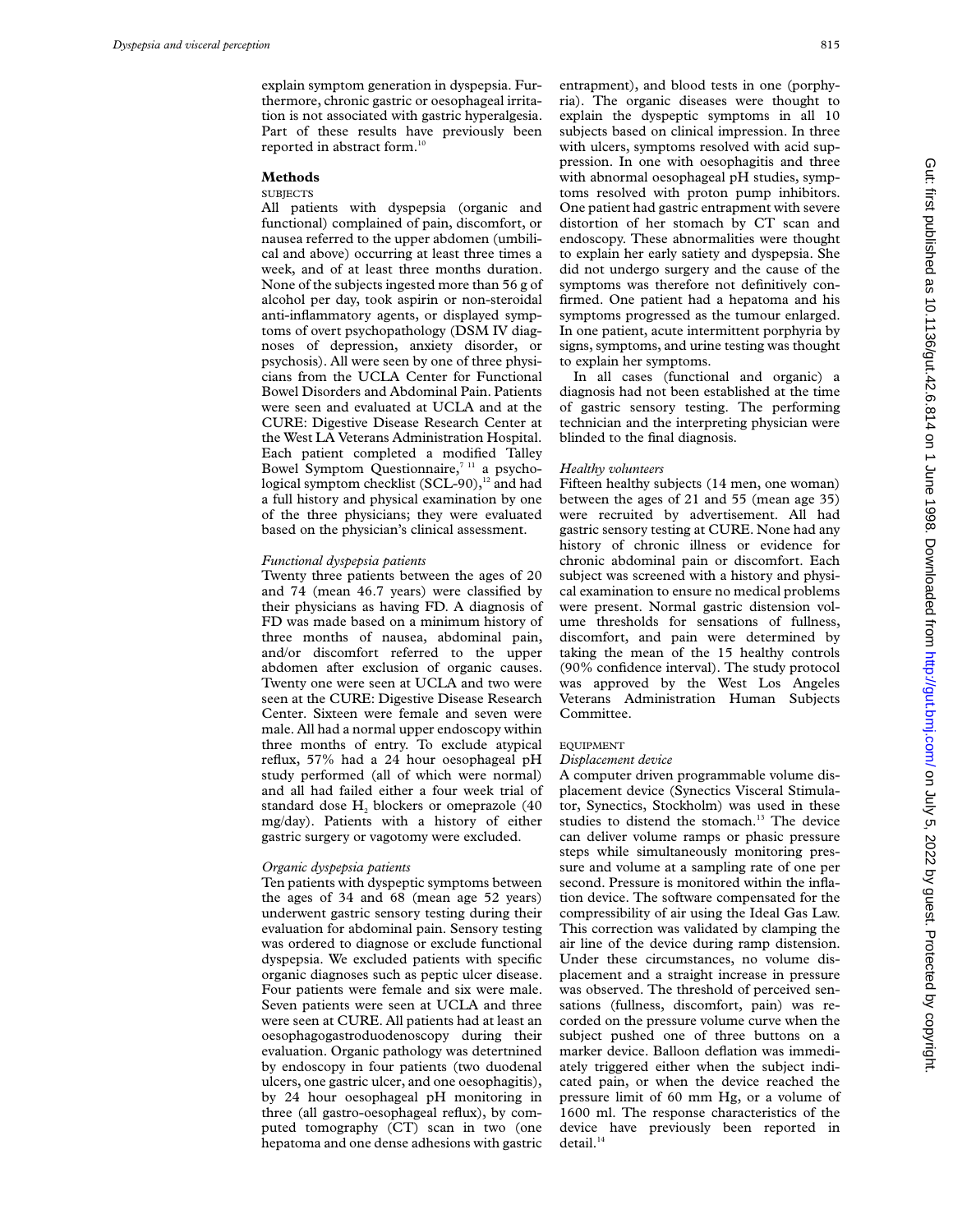explain symptom generation in dyspepsia. Furthermore, chronic gastric or oesophageal irritation is not associated with gastric hyperalgesia. Part of these results have previously been reported in abstract form.[10]

## Methods

### SUBJECTS

All patients with dyspepsia (organic and functional) complained of pain, discomfort, or nausea referred to the upper abdomen (umbilical and above) occurring at least three times a week, and of at least three months duration. None of the subjects ingested more than 56 g of alcohol per day, took aspirin or non-steroidal anti-inflammatory agents, or displayed symptoms of overt psychopathology (DSM IV diagnoses of depression, anxiety disorder, or psychosis). All were seen by one of three physicians from the UCLA Center for Functional Bowel Disorders and Abdominal Pain. Patients were seen and evaluated at UCLA and at the CURE: Digestive Disease Research Center at the West LA Veterans Administration Hospital. Each patient completed a modified Talley Bowel Symptom Questionnaire,[7 11] a psychological symptom checklist (SCL-90),[12] and had a full history and physical examination by one of the three physicians; they were evaluated based on the physician's clinical assessment.

#### *Functional dyspepsia patients*

Twenty three patients between the ages of 20 and 74 (mean 46.7 years) were classified by their physicians as having FD. A diagnosis of FD was made based on a minimum history of three months of nausea, abdominal pain, and/or discomfort referred to the upper abdomen after exclusion of organic causes. Twenty one were seen at UCLA and two were seen at the CURE: Digestive Disease Research Center. Sixteen were female and seven were male. All had a normal upper endoscopy within three months of entry. To exclude atypical reflux, 57% had a 24 hour oesophageal pH study performed (all of which were normal) and all had failed either a four week trial of standard dose $H_2$ blockers or omeprazole (40 mg/day). Patients with a history of either gastric surgery or vagotomy were excluded.

#### *Organic dyspepsia patients*

Ten patients with dyspeptic symptoms between the ages of 34 and 68 (mean age 52 years) underwent gastric sensory testing during their evaluation for abdominal pain. Sensory testing was ordered to diagnose or exclude functional dyspepsia. We excluded patients with specific organic diagnoses such as peptic ulcer disease. Four patients were female and six were male. Seven patients were seen at UCLA and three were seen at CURE. All patients had at least an oesophagogastroduodenoscopy during their evaluation. Organic pathology was detertnined by endoscopy in four patients (two duodenal ulcers, one gastric ulcer, and one oesophagitis), by 24 hour oesophageal pH monitoring in three (all gastro-oesophageal reflux), by computed tomography (CT) scan in two (one hepatoma and one dense adhesions with gastric entrapment), and blood tests in one (porphyria). The organic diseases were thought to explain the dyspeptic symptoms in all 10 subjects based on clinical impression. In three with ulcers, symptoms resolved with acid suppression. In one with oesophagitis and three with abnormal oesophageal pH studies, symptoms resolved with proton pump inhibitors. One patient had gastric entrapment with severe distortion of her stomach by CT scan and endoscopy. These abnormalities were thought to explain her early satiety and dyspepsia. She did not undergo surgery and the cause of the symptoms was therefore not definitively confirmed. One patient had a hepatoma and his symptoms progressed as the tumour enlarged. In one patient, acute intermittent porphyria by signs, symptoms, and urine testing was thought to explain her symptoms.

In all cases (functional and organic) a diagnosis had not been established at the time of gastric sensory testing. The performing technician and the interpreting physician were blinded to the final diagnosis.

#### *Healthy volunteers*

Fifteen healthy subjects (14 men, one woman) between the ages of 21 and 55 (mean age 35) were recruited by advertisement. All had gastric sensory testing at CURE. None had any history of chronic illness or evidence for chronic abdominal pain or discomfort. Each subject was screened with a history and physical examination to ensure no medical problems were present. Normal gastric distension volume thresholds for sensations of fullness, discomfort, and pain were determined by taking the mean of the 15 healthy controls (90% confidence interval). The study protocol was approved by the West Los Angeles Veterans Administration Human Subjects Committee.

### EQUIPMENT

#### *Displacement device*

A computer driven programmable volume displacement device (Synectics Visceral Stimulator, Synectics, Stockholm) was used in these studies to distend the stomach.[13] The device can deliver volume ramps or phasic pressure steps while simultaneously monitoring pressure and volume at a sampling rate of one per second. Pressure is monitored within the inflation device. The software compensated for the compressibility of air using the Ideal Gas Law. This correction was validated by clamping the air line of the device during ramp distension. Under these circumstances, no volume displacement and a straight increase in pressure was observed. The threshold of perceived sensations (fullness, discomfort, pain) was recorded on the pressure volume curve when the subject pushed one of three buttons on a marker device. Balloon deflation was immediately triggered either when the subject indicated pain, or when the device reached the pressure limit of 60 mm Hg, or a volume of 1600 ml. The response characteristics of the device have previously been reported in detail.[14]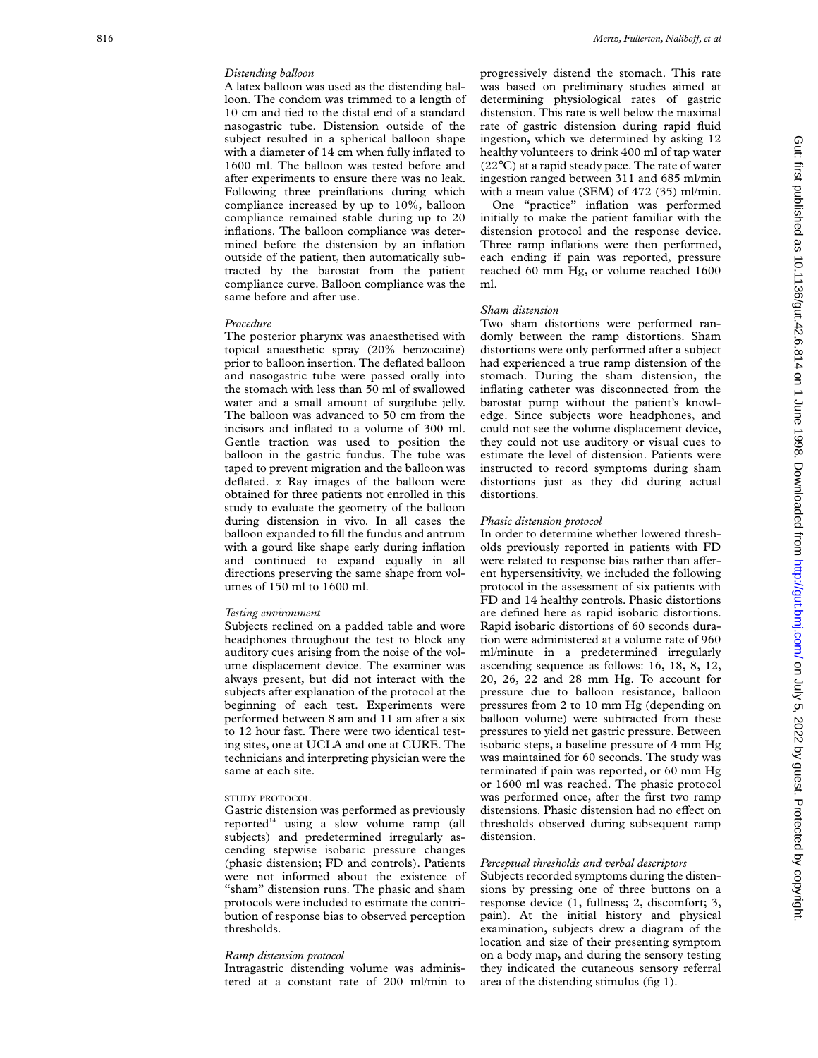*Distending balloon*

A latex balloon was used as the distending balloon. The condom was trimmed to a length of 10 cm and tied to the distal end of a standard nasogastric tube. Distension outside of the subject resulted in a spherical balloon shape with a diameter of 14 cm when fully inflated to 1600 ml. The balloon was tested before and after experiments to ensure there was no leak. Following three preinflations during which compliance increased by up to 10%, balloon compliance remained stable during up to 20 inflations. The balloon compliance was determined before the distension by an inflation outside of the patient, then automatically subtracted by the barostat from the patient compliance curve. Balloon compliance was the same before and after use.

*Procedure*

The posterior pharynx was anaesthetised with topical anaesthetic spray (20% benzocaine) prior to balloon insertion. The deflated balloon and nasogastric tube were passed orally into the stomach with less than 50 ml of swallowed water and a small amount of surgilube jelly. The balloon was advanced to 50 cm from the incisors and inflated to a volume of 300 ml. Gentle traction was used to position the balloon in the gastric fundus. The tube was taped to prevent migration and the balloon was deflated. *x* Ray images of the balloon were obtained for three patients not enrolled in this study to evaluate the geometry of the balloon during distension in vivo. In all cases the balloon expanded to fill the fundus and antrum with a gourd like shape early during inflation and continued to expand equally in all directions preserving the same shape from volumes of 150 ml to 1600 ml.

*Testing environment*

Subjects reclined on a padded table and wore headphones throughout the test to block any auditory cues arising from the noise of the volume displacement device. The examiner was always present, but did not interact with the subjects after explanation of the protocol at the beginning of each test. Experiments were performed between 8 am and 11 am after a six to 12 hour fast. There were two identical testing sites, one at UCLA and one at CURE. The technicians and interpreting physician were the same at each site.

STUDY PROTOCOL

Gastric distension was performed as previously reported[14] using a slow volume ramp (all subjects) and predetermined irregularly ascending stepwise isobaric pressure changes (phasic distension; FD and controls). Patients were not informed about the existence of "sham" distension runs. The phasic and sham protocols were included to estimate the contribution of response bias to observed perception thresholds.

*Ramp distension protocol*

Intragastric distending volume was administered at a constant rate of 200 ml/min to progressively distend the stomach. This rate was based on preliminary studies aimed at determining physiological rates of gastric distension. This rate is well below the maximal rate of gastric distension during rapid fluid ingestion, which we determined by asking 12 healthy volunteers to drink 400 ml of tap water (22°C) at a rapid steady pace. The rate of water ingestion ranged between 311 and 685 ml/min with a mean value (SEM) of 472 (35) ml/min.

One "practice" inflation was performed initially to make the patient familiar with the distension protocol and the response device. Three ramp inflations were then performed, each ending if pain was reported, pressure reached 60 mm Hg, or volume reached 1600 ml.

*Sham distension*

Two sham distortions were performed randomly between the ramp distortions. Sham distortions were only performed after a subject had experienced a true ramp distension of the stomach. During the sham distension, the inflating catheter was disconnected from the barostat pump without the patient's knowledge. Since subjects wore headphones, and could not see the volume displacement device, they could not use auditory or visual cues to estimate the level of distension. Patients were instructed to record symptoms during sham distortions just as they did during actual distortions.

*Phasic distension protocol*

In order to determine whether lowered thresholds previously reported in patients with FD were related to response bias rather than afferent hypersensitivity, we included the following protocol in the assessment of six patients with FD and 14 healthy controls. Phasic distortions are defined here as rapid isobaric distortions. Rapid isobaric distortions of 60 seconds duration were administered at a volume rate of 960 ml/minute in a predetermined irregularly ascending sequence as follows: 16, 18, 8, 12, 20, 26, 22 and 28 mm Hg. To account for pressure due to balloon resistance, balloon pressures from 2 to 10 mm Hg (depending on balloon volume) were subtracted from these pressures to yield net gastric pressure. Between isobaric steps, a baseline pressure of 4 mm Hg was maintained for 60 seconds. The study was terminated if pain was reported, or 60 mm Hg or 1600 ml was reached. The phasic protocol was performed once, after the first two ramp distensions. Phasic distension had no effect on thresholds observed during subsequent ramp distension.

*Perceptual thresholds and verbal descriptors*

Subjects recorded symptoms during the distensions by pressing one of three buttons on a response device (1, fullness; 2, discomfort; 3, pain). At the initial history and physical examination, subjects drew a diagram of the location and size of their presenting symptom on a body map, and during the sensory testing they indicated the cutaneous sensory referral area of the distending stimulus (fig 1).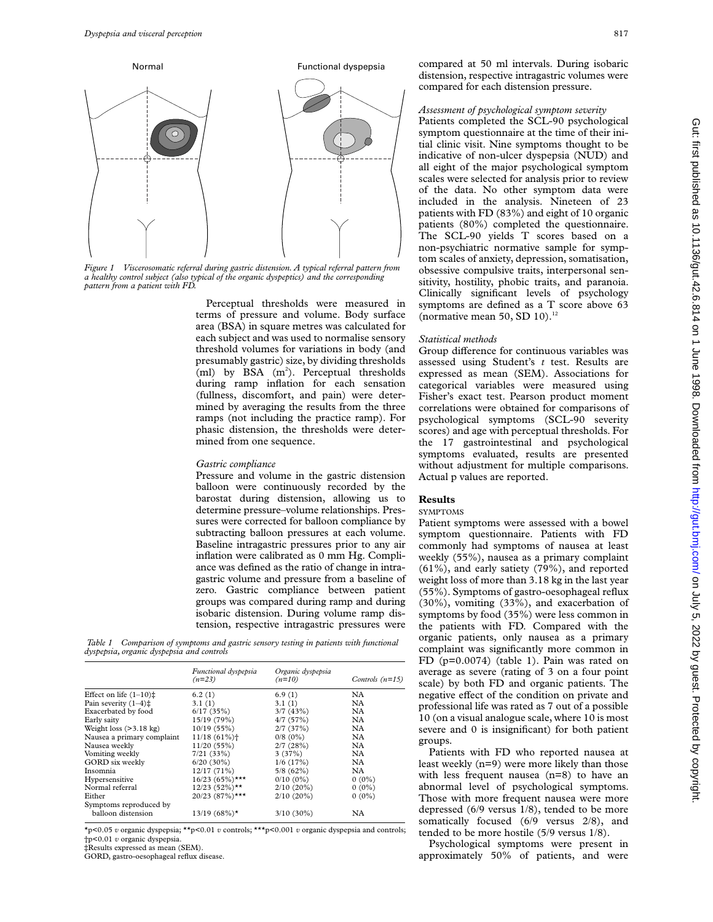Normal

Functional dyspepsia

*Figure 1 Viscerosomatic referral during gastric distension. A typical referral pattern from a healthy control subject (also typical of the organic dyspeptics) and the corresponding pattern from a patient with FD.*

Perceptual thresholds were measured in terms of pressure and volume. Body surface area (BSA) in square metres was calculated for each subject and was used to normalise sensory threshold volumes for variations in body (and presumably gastric) size, by dividing thresholds (ml) by BSA ($m^2$). Perceptual thresholds during ramp inflation for each sensation (fullness, discomfort, and pain) were determined by averaging the results from the three ramps (not including the practice ramp). For phasic distension, the thresholds were determined from one sequence.

### *Gastric compliance*

Pressure and volume in the gastric distension balloon were continuously recorded by the barostat during distension, allowing us to determine pressure–volume relationships. Pressures were corrected for balloon compliance by subtracting balloon pressures at each volume. Baseline intragastric pressures prior to any air inflation were calibrated as 0 mm Hg. Compliance was defined as the ratio of change in intragastric volume and pressure from a baseline of zero. Gastric compliance between patient groups was compared during ramp and during isobaric distension. During volume ramp distension, respective intragastric pressures were compared at 50 ml intervals. During isobaric distension, respective intragastric volumes were compared for each distension pressure.

*Table 1 Comparison of symptoms and gastric sensory testing in patients with functional dyspepsia, organic dyspepsia and controls*

| | *Functional dyspepsia (n=23)* | *Organic dyspepsia (n=10)* | *Controls (n=15)* |
|---|---|---|---|
| Effect on life (1–10)‡ | 6.2 (1) | 6.9 (1) | NA |
| Pain severity (1–4)‡ | 3.1 (1) | 3.1 (1) | NA |
| Exacerbated by food | 6/17 (35%) | 3/7 (43%) | NA |
| Early saity | 15/19 (79%) | 4/7 (57%) | NA |
| Weight loss (>3.18 kg) | 10/19 (55%) | 2/7 (37%) | NA |
| Nausea a primary complaint | 11/18 (61%)† | 0/8 (0%) | NA |
| Nausea weekly | 11/20 (55%) | 2/7 (28%) | NA |
| Vomiting weekly | 7/21 (33%) | 3 (37%) | NA |
| GORD six weekly | 6/20 (30%) | 1/6 (17%) | NA |
| Insomnia | 12/17 (71%) | 5/8 (62%) | NA |
| Hypersensitive | 16/23 (65%)*** | 0/10 (0%) | 0 (0%) |
| Normal referral | 12/23 (52%)** | 2/10 (20%) | 0 (0%) |
| Either | 20/23 (87%)*** | 2/10 (20%) | 0 (0%) |
| Symptoms reproduced by balloon distension | 13/19 (68%)* | 3/10 (30%) | NA |

*p<0.05 *v* organic dyspepsia; **p<0.01 *v* controls; ***p<0.001 *v* organic dyspepsia and controls; †p<0.01 *v* organic dyspepsia.
‡Results expressed as mean (SEM).
GORD, gastro-oesophageal reflux disease.

### *Assessment of psychological symptom severity*

Patients completed the SCL-90 psychological symptom questionnaire at the time of their initial clinic visit. Nine symptoms thought to be indicative of non-ulcer dyspepsia (NUD) and all eight of the major psychological symptom scales were selected for analysis prior to review of the data. No other symptom data were included in the analysis. Nineteen of 23 patients with FD (83%) and eight of 10 organic patients (80%) completed the questionnaire. The SCL-90 yields T scores based on a non-psychiatric normative sample for symptom scales of anxiety, depression, somatisation, obsessive compulsive traits, interpersonal sensitivity, hostility, phobic traits, and paranoia. Clinically significant levels of psychology symptoms are defined as a T score above 63 (normative mean 50, SD 10).[12]

### *Statistical methods*

Group difference for continuous variables was assessed using Student's *t* test. Results are expressed as mean (SEM). Associations for categorical variables were measured using Fisher's exact test. Pearson product moment correlations were obtained for comparisons of psychological symptoms (SCL-90 severity scores) and age with perceptual thresholds. For the 17 gastrointestinal and psychological symptoms evaluated, results are presented without adjustment for multiple comparisons. Actual p values are reported.

## Results

### SYMPTOMS

Patient symptoms were assessed with a bowel symptom questionnaire. Patients with FD commonly had symptoms of nausea at least weekly (55%), nausea as a primary complaint (61%), and early satiety (79%), and reported weight loss of more than 3.18 kg in the last year (55%). Symptoms of gastro-oesophageal reflux (30%), vomiting (33%), and exacerbation of symptoms by food (35%) were less common in the patients with FD. Compared with the organic patients, only nausea as a primary complaint was significantly more common in FD (p=0.0074) (table 1). Pain was rated on average as severe (rating of 3 on a four point scale) by both FD and organic patients. The negative effect of the condition on private and professional life was rated as 7 out of a possible 10 (on a visual analogue scale, where 10 is most severe and 0 is insignificant) for both patient groups.

Patients with FD who reported nausea at least weekly (n=9) were more likely than those with less frequent nausea (n=8) to have an abnormal level of psychological symptoms. Those with more frequent nausea were more depressed (6/9 versus 1/8), tended to be more somatically focused (6/9 versus 2/8), and tended to be more hostile (5/9 versus 1/8).

Psychological symptoms were present in approximately 50% of patients, and were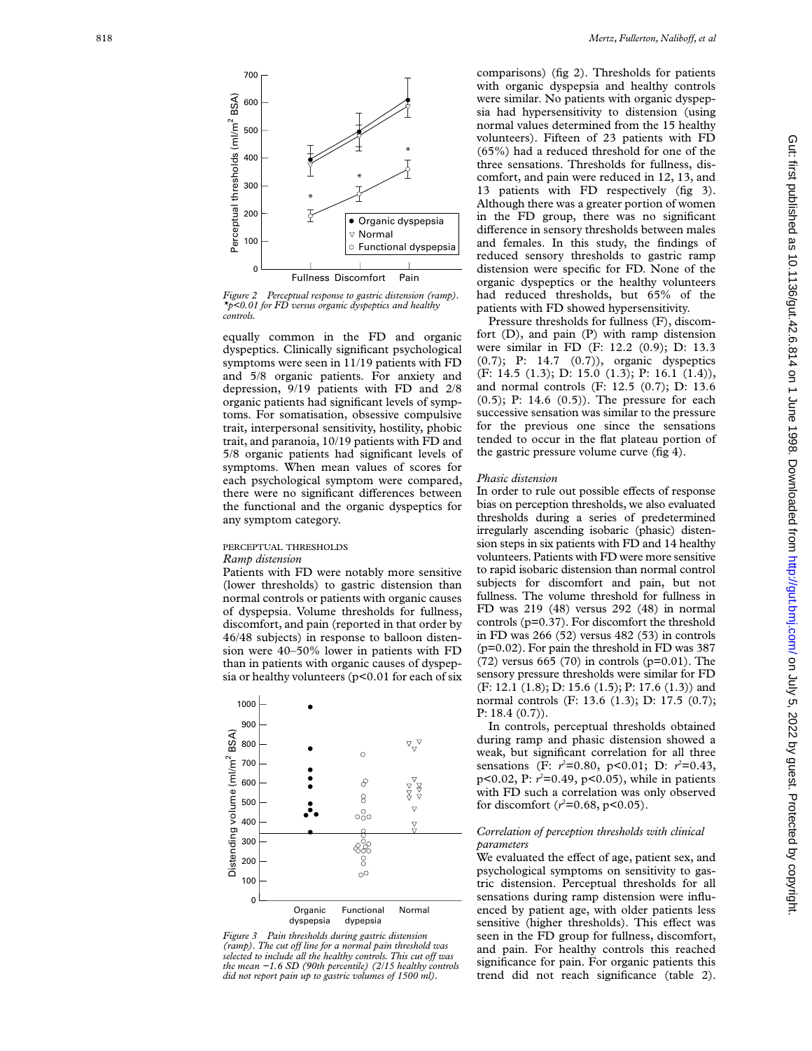*Figure 2 Perceptual response to gastric distension (ramp). *p<0.01 for FD versus organic dyspeptics and healthy controls.*

equally common in the FD and organic dyspeptics. Clinically significant psychological symptoms were seen in 11/19 patients with FD and 5/8 organic patients. For anxiety and depression, 9/19 patients with FD and 2/8 organic patients had significant levels of symptoms. For somatisation, obsessive compulsive trait, interpersonal sensitivity, hostility, phobic trait, and paranoia, 10/19 patients with FD and 5/8 organic patients had significant levels of symptoms. When mean values of scores for each psychological symptom were compared, there were no significant differences between the functional and the organic dyspeptics for any symptom category.

## PERCEPTUAL THRESHOLDS

### *Ramp distension*

Patients with FD were notably more sensitive (lower thresholds) to gastric distension than normal controls or patients with organic causes of dyspepsia. Volume thresholds for fullness, discomfort, and pain (reported in that order by 46/48 subjects) in response to balloon distension were 40–50% lower in patients with FD than in patients with organic causes of dyspepsia or healthy volunteers (p<0.01 for each of six comparisons) (fig 2). Thresholds for patients with organic dyspepsia and healthy controls were similar. No patients with organic dyspepsia had hypersensitivity to distension (using normal values determined from the 15 healthy volunteers). Fifteen of 23 patients with FD (65%) had a reduced threshold for one of the three sensations. Thresholds for fullness, discomfort, and pain were reduced in 12, 13, and 13 patients with FD respectively (fig 3). Although there was a greater portion of women in the FD group, there was no significant difference in sensory thresholds between males and females. In this study, the findings of reduced sensory thresholds to gastric ramp distension were specific for FD. None of the organic dyspeptics or the healthy volunteers had reduced thresholds, but 65% of the patients with FD showed hypersensitivity.

Pressure thresholds for fullness (F), discomfort (D), and pain (P) with ramp distension were similar in FD (F: 12.2 (0.9); D: 13.3 (0.7); P: 14.7 (0.7)), organic dyspeptics (F: 14.5 (1.3); D: 15.0 (1.3); P: 16.1 (1.4)), and normal controls (F: 12.5 (0.7); D: 13.6 (0.5); P: 14.6 (0.5)). The pressure for each successive sensation was similar to the pressure for the previous one since the sensations tended to occur in the flat plateau portion of the gastric pressure volume curve (fig 4).

*Figure 3 Pain thresholds during gastric distension (ramp). The cut off line for a normal pain threshold was selected to include all the healthy controls. This cut off was the mean −1.6 SD (90th percentile) (2/15 healthy controls did not report pain up to gastric volumes of 1500 ml).*

### *Phasic distension*

In order to rule out possible effects of response bias on perception thresholds, we also evaluated thresholds during a series of predetermined irregularly ascending isobaric (phasic) distension steps in six patients with FD and 14 healthy volunteers. Patients with FD were more sensitive to rapid isobaric distension than normal control subjects for discomfort and pain, but not fullness. The volume threshold for fullness in FD was 219 (48) versus 292 (48) in normal controls (p=0.37). For discomfort the threshold in FD was 266 (52) versus 482 (53) in controls (p=0.02). For pain the threshold in FD was 387 (72) versus 665 (70) in controls (p=0.01). The sensory pressure thresholds were similar for FD (F: 12.1 (1.8); D: 15.6 (1.5); P: 17.6 (1.3)) and normal controls (F: 13.6 (1.3); D: 17.5 (0.7); P: 18.4 (0.7)).

In controls, perceptual thresholds obtained during ramp and phasic distension showed a weak, but significant correlation for all three sensations (F: $r^2$=0.80, p<0.01; D: $r^2$=0.43, p<0.02, P: $r^2$=0.49, p<0.05), while in patients with FD such a correlation was only observed for discomfort ($r^2$=0.68, p<0.05).

### *Correlation of perception thresholds with clinical parameters*

We evaluated the effect of age, patient sex, and psychological symptoms on sensitivity to gastric distension. Perceptual thresholds for all sensations during ramp distension were influenced by patient age, with older patients less sensitive (higher thresholds). This effect was seen in the FD group for fullness, discomfort, and pain. For healthy controls this reached significance for pain. For organic patients this trend did not reach significance (table 2).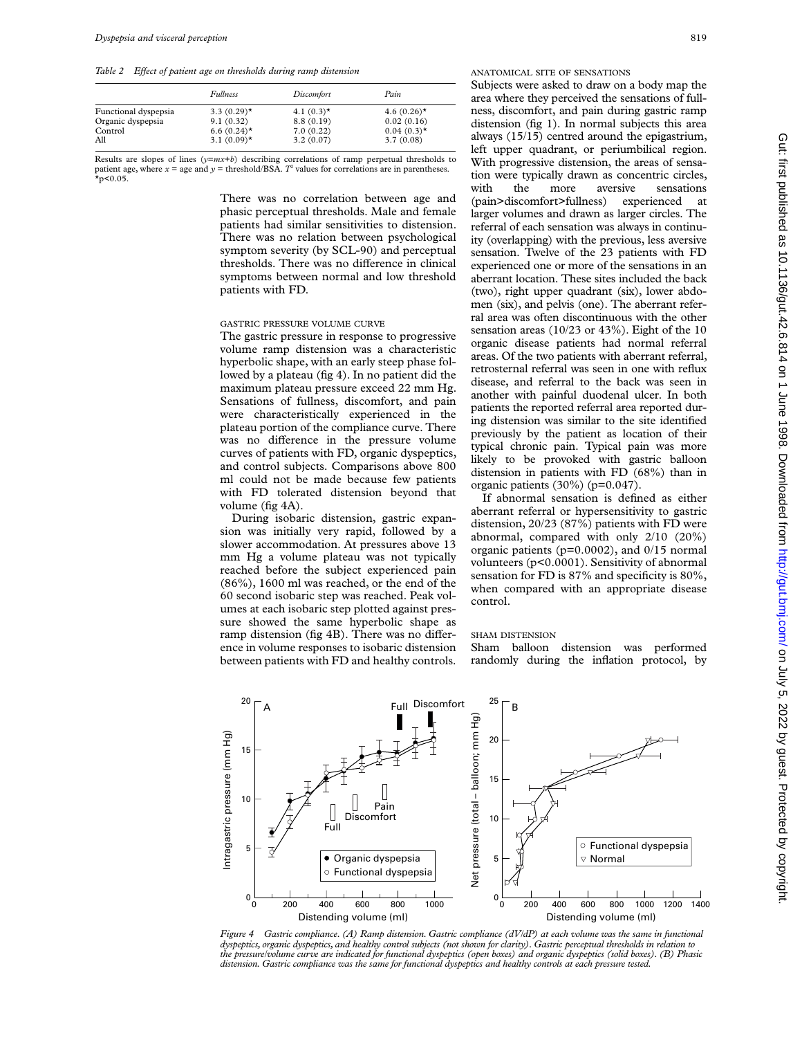*Table 2 Effect of patient age on thresholds during ramp distension*

| | *Fullness* | *Discomfort* | *Pain* |
|---|---|---|---|
| Functional dyspepsia | 3.3 (0.29)* | 4.1 (0.3)* | 4.6 (0.26)* |
| Organic dyspepsia | 9.1 (0.32) | 8.8 (0.19) | 0.02 (0.16) |
| Control | 6.6 (0.24)* | 7.0 (0.22) | 0.04 (0.3)* |
| All | 3.1 (0.09)* | 3.2 (0.07) | 3.7 (0.08) |

Results are slopes of lines ($y=mx+b$) describing correlations of ramp perpetual thresholds to patient age, where $x$ = age and $y$ = threshold/BSA. $T^2$ values for correlations are in parentheses. *$p<0.05$.

There was no correlation between age and phasic perceptual thresholds. Male and female patients had similar sensitivities to distension. There was no relation between psychological symptom severity (by SCL-90) and perceptual thresholds. There was no difference in clinical symptoms between normal and low threshold patients with FD.

### GASTRIC PRESSURE VOLUME CURVE

The gastric pressure in response to progressive volume ramp distension was a characteristic hyperbolic shape, with an early steep phase followed by a plateau (fig 4). In no patient did the maximum plateau pressure exceed 22 mm Hg. Sensations of fullness, discomfort, and pain were characteristically experienced in the plateau portion of the compliance curve. There was no difference in the pressure volume curves of patients with FD, organic dyspeptics, and control subjects. Comparisons above 800 ml could not be made because few patients with FD tolerated distension beyond that volume (fig 4A).

During isobaric distension, gastric expansion was initially very rapid, followed by a slower accommodation. At pressures above 13 mm Hg a volume plateau was not typically reached before the subject experienced pain (86%), 1600 ml was reached, or the end of the 60 second isobaric step was reached. Peak volumes at each isobaric step plotted against pressure showed the same hyperbolic shape as ramp distension (fig 4B). There was no difference in volume responses to isobaric distension between patients with FD and healthy controls.

### ANATOMICAL SITE OF SENSATIONS

Subjects were asked to draw on a body map the area where they perceived the sensations of fullness, discomfort, and pain during gastric ramp distension (fig 1). In normal subjects this area always (15/15) centred around the epigastrium, left upper quadrant, or periumbilical region. With progressive distension, the areas of sensation were typically drawn as concentric circles, with the more aversive sensations (pain>discomfort>fullness) experienced at larger volumes and drawn as larger circles. The referral of each sensation was always in continuity (overlapping) with the previous, less aversive sensation. Twelve of the 23 patients with FD experienced one or more of the sensations in an aberrant location. These sites included the back (two), right upper quadrant (six), lower abdomen (six), and pelvis (one). The aberrant referral area was often discontinuous with the other sensation areas (10/23 or 43%). Eight of the 10 organic disease patients had normal referral areas. Of the two patients with aberrant referral, retrosternal referral was seen in one with reflux disease, and referral to the back was seen in another with painful duodenal ulcer. In both patients the reported referral area reported during distension was similar to the site identified previously by the patient as location of their typical chronic pain. Typical pain was more likely to be provoked with gastric balloon distension in patients with FD (68%) than in organic patients (30%) ($p=0.047$).

If abnormal sensation is defined as either aberrant referral or hypersensitivity to gastric distension, 20/23 (87%) patients with FD were abnormal, compared with only 2/10 (20%) organic patients ($p=0.0002$), and 0/15 normal volunteers ($p<0.0001$). Sensitivity of abnormal sensation for FD is 87% and specificity is 80%, when compared with an appropriate disease control.

### SHAM DISTENSION

Sham balloon distension was performed randomly during the inflation protocol, by

*Figure 4 Gastric compliance. (A) Ramp distension. Gastric compliance (dV/dP) at each volume was the same in functional dyspeptics, organic dyspeptics, and healthy control subjects (not shown for clarity). Gastric perceptual thresholds in relation to the pressure/volume curve are indicated for functional dyspeptics (open boxes) and organic dyspeptics (solid boxes). (B) Phasic distension. Gastric compliance was the same for functional dyspeptics and healthy controls at each pressure tested.*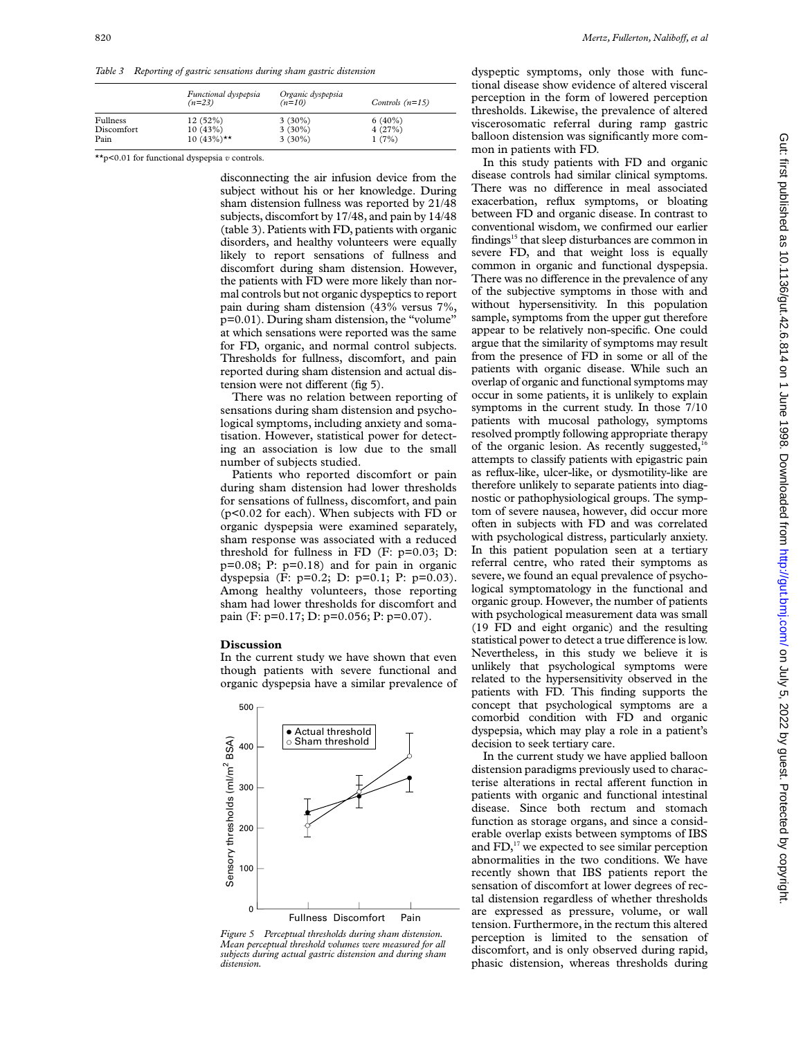*Table 3 Reporting of gastric sensations during sham gastric distension*

| | Functional dyspepsia (n=23) | Organic dyspepsia (n=10) | Controls (n=15) |
|---|---|---|---|
| Fullness | 12 (52%) | 3 (30%) | 6 (40%) |
| Discomfort | 10 (43%) | 3 (30%) | 4 (27%) |
| Pain | 10 (43%)** | 3 (30%) | 1 (7%) |

**p<0.01 for functional dyspepsia *v* controls.

disconnecting the air infusion device from the subject without his or her knowledge. During sham distension fullness was reported by 21/48 subjects, discomfort by 17/48, and pain by 14/48 (table 3). Patients with FD, patients with organic disorders, and healthy volunteers were equally likely to report sensations of fullness and discomfort during sham distension. However, the patients with FD were more likely than normal controls but not organic dyspeptics to report pain during sham distension (43% versus 7%, p=0.01). During sham distension, the "volume" at which sensations were reported was the same for FD, organic, and normal control subjects. Thresholds for fullness, discomfort, and pain reported during sham distension and actual distension were not different (fig 5).

There was no relation between reporting of sensations during sham distension and psychological symptoms, including anxiety and somatisation. However, statistical power for detecting an association is low due to the small number of subjects studied.

Patients who reported discomfort or pain during sham distension had lower thresholds for sensations of fullness, discomfort, and pain (p<0.02 for each). When subjects with FD or organic dyspepsia were examined separately, sham response was associated with a reduced threshold for fullness in FD (F: p=0.03; D: p=0.08; P: p=0.18) and for pain in organic dyspepsia (F: p=0.2; D: p=0.1; P: p=0.03). Among healthy volunteers, those reporting sham had lower thresholds for discomfort and pain (F: p=0.17; D: p=0.056; P: p=0.07).

## Discussion

In the current study we have shown that even though patients with severe functional and organic dyspepsia have a similar prevalence of dyspeptic symptoms, only those with functional disease show evidence of altered visceral perception in the form of lowered perception thresholds. Likewise, the prevalence of altered viscerosomatic referral during ramp gastric balloon distension was significantly more common in patients with FD.

*Figure 5 Perceptual thresholds during sham distension. Mean perceptual threshold volumes were measured for all subjects during actual gastric distension and during sham distension.*

In this study patients with FD and organic disease controls had similar clinical symptoms. There was no difference in meal associated exacerbation, reflux symptoms, or bloating between FD and organic disease. In contrast to conventional wisdom, we confirmed our earlier findings[15] that sleep disturbances are common in severe FD, and that weight loss is equally common in organic and functional dyspepsia. There was no difference in the prevalence of any of the subjective symptoms in those with and without hypersensitivity. In this population sample, symptoms from the upper gut therefore appear to be relatively non-specific. One could argue that the similarity of symptoms may result from the presence of FD in some or all of the patients with organic disease. While such an overlap of organic and functional symptoms may occur in some patients, it is unlikely to explain symptoms in the current study. In those 7/10 patients with mucosal pathology, symptoms resolved promptly following appropriate therapy of the organic lesion. As recently suggested,[16] attempts to classify patients with epigastric pain as reflux-like, ulcer-like, or dysmotility-like are therefore unlikely to separate patients into diagnostic or pathophysiological groups. The symptom of severe nausea, however, did occur more often in subjects with FD and was correlated with psychological distress, particularly anxiety. In this patient population seen at a tertiary referral centre, who rated their symptoms as severe, we found an equal prevalence of psychological symptomatology in the functional and organic group. However, the number of patients with psychological measurement data was small (19 FD and eight organic) and the resulting statistical power to detect a true difference is low. Nevertheless, in this study we believe it is unlikely that psychological symptoms were related to the hypersensitivity observed in the patients with FD. This finding supports the concept that psychological symptoms are a comorbid condition with FD and organic dyspepsia, which may play a role in a patient's decision to seek tertiary care.

In the current study we have applied balloon distension paradigms previously used to characterise alterations in rectal afferent function in patients with organic and functional intestinal disease. Since both rectum and stomach function as storage organs, and since a considerable overlap exists between symptoms of IBS and FD,[17] we expected to see similar perception abnormalities in the two conditions. We have recently shown that IBS patients report the sensation of discomfort at lower degrees of rectal distension regardless of whether thresholds are expressed as pressure, volume, or wall tension. Furthermore, in the rectum this altered perception is limited to the sensation of discomfort, and is only observed during rapid, phasic distension, whereas thresholds during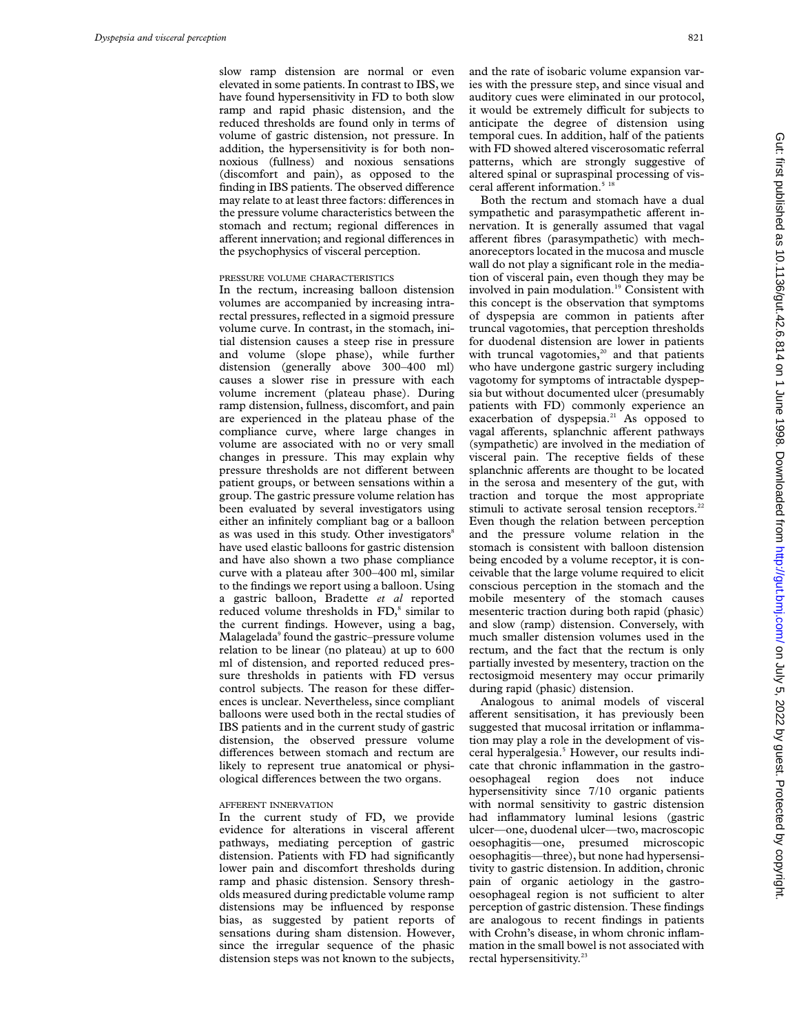slow ramp distension are normal or even elevated in some patients. In contrast to IBS, we have found hypersensitivity in FD to both slow ramp and rapid phasic distension, and the reduced thresholds are found only in terms of volume of gastric distension, not pressure. In addition, the hypersensitivity is for both non-noxious (fullness) and noxious sensations (discomfort and pain), as opposed to the finding in IBS patients. The observed difference may relate to at least three factors: differences in the pressure volume characteristics between the stomach and rectum; regional differences in afferent innervation; and regional differences in the psychophysics of visceral perception.

#### PRESSURE VOLUME CHARACTERISTICS

In the rectum, increasing balloon distension volumes are accompanied by increasing intrarectal pressures, reflected in a sigmoid pressure volume curve. In contrast, in the stomach, initial distension causes a steep rise in pressure and volume (slope phase), while further distension (generally above 300–400 ml) causes a slower rise in pressure with each volume increment (plateau phase). During ramp distension, fullness, discomfort, and pain are experienced in the plateau phase of the compliance curve, where large changes in volume are associated with no or very small changes in pressure. This may explain why pressure thresholds are not different between patient groups, or between sensations within a group. The gastric pressure volume relation has been evaluated by several investigators using either an infinitely compliant bag or a balloon as was used in this study. Other investigators[8] have used elastic balloons for gastric distension and have also shown a two phase compliance curve with a plateau after 300–400 ml, similar to the findings we report using a balloon. Using a gastric balloon, Bradette *et al* reported reduced volume thresholds in FD,[8] similar to the current findings. However, using a bag, Malagelada[9] found the gastric–pressure volume relation to be linear (no plateau) at up to 600 ml of distension, and reported reduced pressure thresholds in patients with FD versus control subjects. The reason for these differences is unclear. Nevertheless, since compliant balloons were used both in the rectal studies of IBS patients and in the current study of gastric distension, the observed pressure volume differences between stomach and rectum are likely to represent true anatomical or physiological differences between the two organs.

#### AFFERENT INNERVATION

In the current study of FD, we provide evidence for alterations in visceral afferent pathways, mediating perception of gastric distension. Patients with FD had significantly lower pain and discomfort thresholds during ramp and phasic distension. Sensory thresholds measured during predictable volume ramp distensions may be influenced by response bias, as suggested by patient reports of sensations during sham distension. However, since the irregular sequence of the phasic distension steps was not known to the subjects, and the rate of isobaric volume expansion varies with the pressure step, and since visual and auditory cues were eliminated in our protocol, it would be extremely difficult for subjects to anticipate the degree of distension using temporal cues. In addition, half of the patients with FD showed altered viscerosomatic referral patterns, which are strongly suggestive of altered spinal or supraspinal processing of visceral afferent information.[5,18]

Both the rectum and stomach have a dual sympathetic and parasympathetic afferent innervation. It is generally assumed that vagal afferent fibres (parasympathetic) with mechanoreceptors located in the mucosa and muscle wall do not play a significant role in the mediation of visceral pain, even though they may be involved in pain modulation.[19] Consistent with this concept is the observation that symptoms of dyspepsia are common in patients after truncal vagotomies, that perception thresholds for duodenal distension are lower in patients with truncal vagotomies,[20] and that patients who have undergone gastric surgery including vagotomy for symptoms of intractable dyspepsia but without documented ulcer (presumably patients with FD) commonly experience an exacerbation of dyspepsia.[21] As opposed to vagal afferents, splanchnic afferent pathways (sympathetic) are involved in the mediation of visceral pain. The receptive fields of these splanchnic afferents are thought to be located in the serosa and mesentery of the gut, with traction and torque the most appropriate stimuli to activate serosal tension receptors.[22] Even though the relation between perception and the pressure volume relation in the stomach is consistent with balloon distension being encoded by a volume receptor, it is conceivable that the large volume required to elicit conscious perception in the stomach and the mobile mesentery of the stomach causes mesenteric traction during both rapid (phasic) and slow (ramp) distension. Conversely, with much smaller distension volumes used in the rectum, and the fact that the rectum is only partially invested by mesentery, traction on the rectosigmoid mesentery may occur primarily during rapid (phasic) distension.

Analogous to animal models of visceral afferent sensitisation, it has previously been suggested that mucosal irritation or inflammation may play a role in the development of visceral hyperalgesia.[5] However, our results indicate that chronic inflammation in the gastro-oesophageal region does not induce hypersensitivity since 7/10 organic patients with normal sensitivity to gastric distension had inflammatory luminal lesions (gastric ulcer—one, duodenal ulcer—two, macroscopic oesophagitis—one, presumed microscopic oesophagitis—three), but none had hypersensitivity to gastric distension. In addition, chronic pain of organic aetiology in the gastro-oesophageal region is not sufficient to alter perception of gastric distension. These findings are analogous to recent findings in patients with Crohn's disease, in whom chronic inflammation in the small bowel is not associated with rectal hypersensitivity.[23]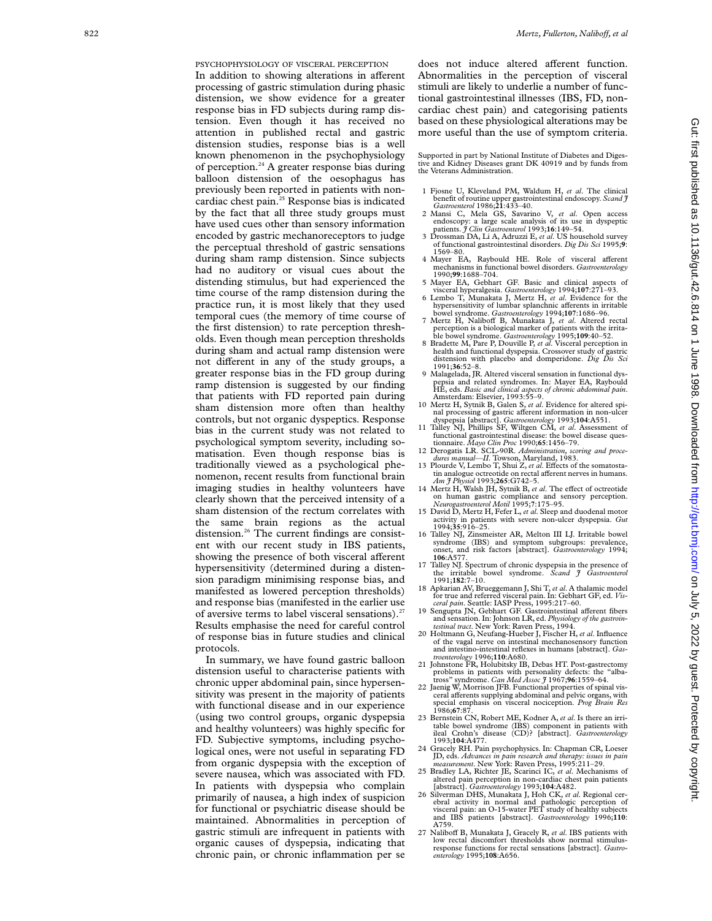## PSYCHOPHYSIOLOGY OF VISCERAL PERCEPTION

In addition to showing alterations in afferent processing of gastric stimulation during phasic distension, we show evidence for a greater response bias in FD subjects during ramp distension. Even though it has received no attention in published rectal and gastric distension studies, response bias is a well known phenomenon in the psychophysiology of perception.[24] A greater response bias during balloon distension of the oesophagus has previously been reported in patients with noncardiac chest pain.[25] Response bias is indicated by the fact that all three study groups must have used cues other than sensory information encoded by gastric mechanoreceptors to judge the perceptual threshold of gastric sensations during sham ramp distension. Since subjects had no auditory or visual cues about the distending stimulus, but had experienced the time course of the ramp distension during the practice run, it is most likely that they used temporal cues (the memory of time course of the first distension) to rate perception thresholds. Even though mean perception thresholds during sham and actual ramp distension were not different in any of the study groups, a greater response bias in the FD group during ramp distension is suggested by our finding that patients with FD reported pain during sham distension more often than healthy controls, but not organic dyspeptics. Response bias in the current study was not related to psychological symptom severity, including somatisation. Even though response bias is traditionally viewed as a psychological phenomenon, recent results from functional brain imaging studies in healthy volunteers have clearly shown that the perceived intensity of a sham distension of the rectum correlates with the same brain regions as the actual distension.[26] The current findings are consistent with our recent study in IBS patients, showing the presence of both visceral afferent hypersensitivity (determined during a distension paradigm minimising response bias, and manifested as lowered perception thresholds) and response bias (manifested in the earlier use of aversive terms to label visceral sensations).[27] Results emphasise the need for careful control of response bias in future studies and clinical protocols.

In summary, we have found gastric balloon distension useful to characterise patients with chronic upper abdominal pain, since hypersensitivity was present in the majority of patients with functional disease and in our experience (using two control groups, organic dyspepsia and healthy volunteers) was highly specific for FD. Subjective symptoms, including psychological ones, were not useful in separating FD from organic dyspepsia with the exception of severe nausea, which was associated with FD. In patients with dyspepsia who complain primarily of nausea, a high index of suspicion for functional or psychiatric disease should be maintained. Abnormalities in perception of gastric stimuli are infrequent in patients with organic causes of dyspepsia, indicating that chronic pain, or chronic inflammation per se does not induce altered afferent function. Abnormalities in the perception of visceral stimuli are likely to underlie a number of functional gastrointestinal illnesses (IBS, FD, noncardiac chest pain) and categorising patients based on these physiological alterations may be more useful than the use of symptom criteria.

Supported in part by National Institute of Diabetes and Digestive and Kidney Diseases grant DK 40919 and by funds from the Veterans Administration.

1 Fjosne U, Kleveland PM, Waldum H, *et al*. The clinical benefit of routine upper gastrointestinal endoscopy. *Scand J Gastroenterol* 1986;**21**:433–40.
2 Mansi C, Mela GS, Savarino V, *et al*. Open access endoscopy: a large scale analysis of its use in dyspeptic patients. *J Clin Gastroenterol* 1993;**16**:149–54.
3 Drossman DA, Li A, Adruzzi E, *et al*. US household survey of functional gastrointestinal disorders. *Dig Dis Sci* 1995;**9**: 1569–80.
4 Mayer EA, Raybould HE. Role of visceral afferent mechanisms in functional bowel disorders. *Gastroenterology* 1990;**99**:1688–704.
5 Mayer EA, Gebhart GF. Basic and clinical aspects of visceral hyperalgesia. *Gastroenterology* 1994;**107**:271–93.
6 Lembo T, Munakata J, Mertz H, *et al*. Evidence for the hypersensitivity of lumbar splanchnic afferents in irritable bowel syndrome. *Gastroenterology* 1994;**107**:1686–96.
7 Mertz H, Naliboff B, Munakata J, *et al*. Altered rectal perception is a biological marker of patients with the irritable bowel syndrome. *Gastroenterology* 1995;**109**:40–52.
8 Bradette M, Pare P, Douville P, *et al*. Visceral perception in health and functional dyspepsia. Crossover study of gastric distension with placebo and domperidone. *Dig Dis Sci* 1991;**36**:52–8.
9 Malagelada, JR. Altered visceral sensation in functional dyspepsia and related syndromes. In: Mayer EA, Raybould HE, eds. *Basic and clinical aspects of chronic abdominal pain*. Amsterdam: Elsevier, 1993:55–9.
10 Mertz H, Sytnik B, Galen S, *et al*. Evidence for altered spinal processing of gastric afferent information in non-ulcer dyspepsia [abstract]. *Gastroenterology* 1993;**104**:A551.
11 Talley NJ, Phillips SF, Wiltgen CM, *et al*. Assessment of functional gastrointestinal disease: the bowel disease questionnaire. *Mayo Clin Proc* 1990;**65**:1456–79.
12 Derogatis LR. SCL-90R. *Administration, scoring and procedures manual—II*. Towson, Maryland, 1983.
13 Plourde V, Lembo T, Shui Z, *et al*. Effects of the somatostatin analogue octreotide on rectal afferent nerves in humans. *Am J Physiol* 1993;**265**:G742–5.
14 Mertz H, Walsh JH, Sytnik B, *et al*. The effect of octreotide on human gastric compliance and sensory perception. *Neurogastroenterol Motil* 1995;**7**:175–95.
15 David D, Mertz H, Fefer L, *et al*. Sleep and duodenal motor activity in patients with severe non-ulcer dyspepsia. *Gut* 1994;**35**:916–25.
16 Talley NJ, Zinsmeister AR, Melton III LJ. Irritable bowel syndrome (IBS) and symptom subgroups: prevalence, onset, and risk factors [abstract]. *Gastroenterology* 1994; **106**:A577.
17 Talley NJ. Spectrum of chronic dyspepsia in the presence of the irritable bowel syndrome. *Scand J Gastroenterol* 1991;**182**:7–10.
18 Apkarian AV, Brueggemann J, Shi T, *et al*. A thalamic model for true and referred visceral pain. In: Gebhart GF, ed. *Visceral pain*. Seattle: IASP Press, 1995:217–60.
19 Sengupta JN, Gebhart GF. Gastrointestinal afferent fibers and sensation. In: Johnson LR, ed. *Physiology of the gastrointestinal tract*. New York: Raven Press, 1994.
20 Holtmann G, Neufang-Hueber J, Fischer H, *et al*. Influence of the vagal nerve on intestinal mechanosensory function and intestino-intestinal reflexes in humans [abstract]. *Gastroenterology* 1996;**110**:A680.
21 Johnstone FR, Holubitsky IB, Debas HT. Post-gastrectomy problems in patients with personality defects: the "albatross" syndrome. *Can Med Assoc J* 1967;**96**:1559–64.
22 Jaenig W, Morrison JFB. Functional properties of spinal visceral afferents supplying abdominal and pelvic organs, with special emphasis on visceral nociception. *Prog Brain Res* 1986;**67**:87.
23 Bernstein CN, Robert ME, Kodner A, *et al*. Is there an irritable bowel syndrome (IBS) component in patients with ileal Crohn's disease (CD)? [abstract]. *Gastroenterology* 1993;**104**:A477.
24 Gracely RH. Pain psychophysics. In: Chapman CR, Loeser JD, eds. *Advances in pain research and therapy: issues in pain measurement*. New York: Raven Press, 1995:211–29.
25 Bradley LA, Richter JE, Scarinci IC, *et al*. Mechanisms of altered pain perception in non-cardiac chest pain patients [abstract]. *Gastroenterology* 1993;**104**:A482.
26 Silverman DHS, Munakata J, Hoh CK, *et al*. Regional cerebral activity in normal and pathologic perception of visceral pain: an O-15-water PET study of healthy subjects and IBS patients [abstract]. *Gastroenterology* 1996;**110**: A759.
27 Naliboff B, Munakata J, Gracely R, *et al*. IBS patients with low rectal discomfort thresholds show normal stimulus-response functions for rectal sensations [abstract]. *Gastroenterology* 1995;**108**:A656.